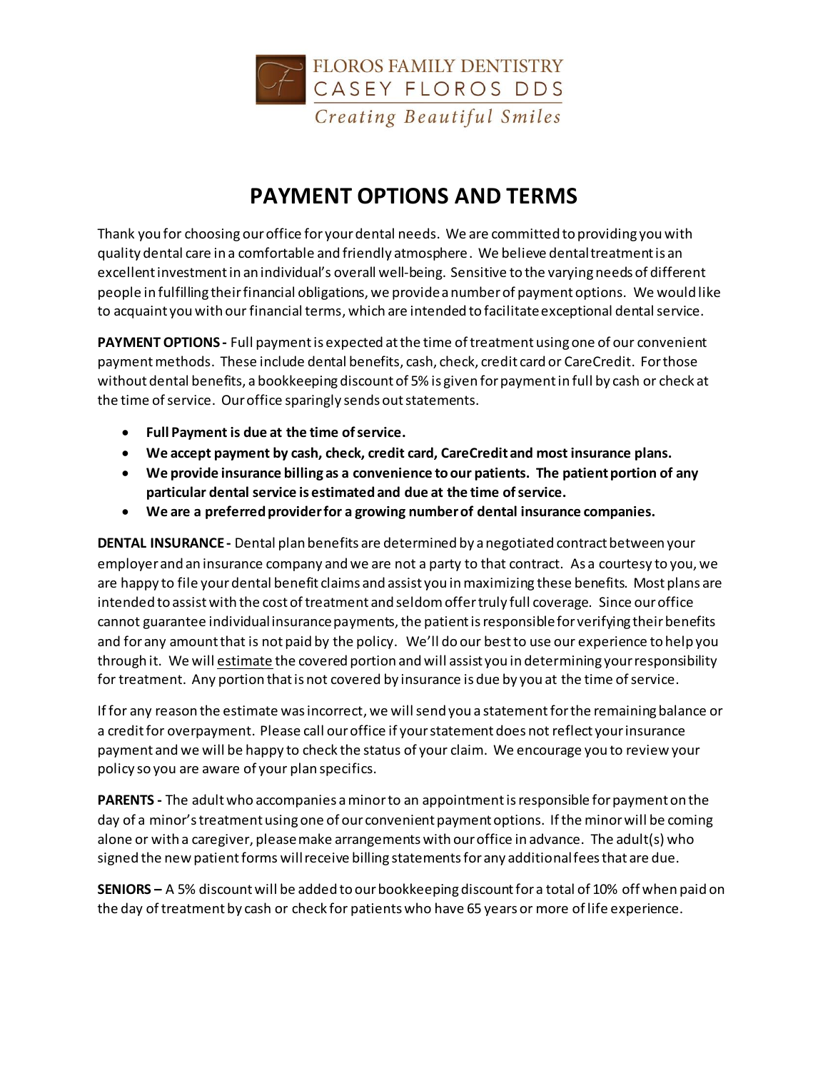FLOROS FAMILY DENTISTRY
CASEY FLOROS DDS
*Creating Beautiful Smiles*

# PAYMENT OPTIONS AND TERMS

Thank you for choosing our office for your dental needs. We are committed to providing you with quality dental care in a comfortable and friendly atmosphere. We believe dental treatment is an excellent investment in an individual's overall well-being. Sensitive to the varying needs of different people in fulfilling their financial obligations, we provide a number of payment options. We would like to acquaint you with our financial terms, which are intended to facilitate exceptional dental service.

**PAYMENT OPTIONS -** Full payment is expected at the time of treatment using one of our convenient payment methods. These include dental benefits, cash, check, credit card or CareCredit. For those without dental benefits, a bookkeeping discount of 5% is given for payment in full by cash or check at the time of service. Our office sparingly sends out statements.

- **Full Payment is due at the time of service.**
- **We accept payment by cash, check, credit card, CareCredit and most insurance plans.**
- **We provide insurance billing as a convenience to our patients. The patient portion of any particular dental service is estimated and due at the time of service.**
- **We are a preferred provider for a growing number of dental insurance companies.**

**DENTAL INSURANCE -** Dental plan benefits are determined by a negotiated contract between your employer and an insurance company and we are not a party to that contract. As a courtesy to you, we are happy to file your dental benefit claims and assist you in maximizing these benefits. Most plans are intended to assist with the cost of treatment and seldom offer truly full coverage. Since our office cannot guarantee individual insurance payments, the patient is responsible for verifying their benefits and for any amount that is not paid by the policy. We'll do our best to use our experience to help you through it. We will <u>estimate</u> the covered portion and will assist you in determining your responsibility for treatment. Any portion that is not covered by insurance is due by you at the time of service.

If for any reason the estimate was incorrect, we will send you a statement for the remaining balance or a credit for overpayment. Please call our office if your statement does not reflect your insurance payment and we will be happy to check the status of your claim. We encourage you to review your policy so you are aware of your plan specifics.

**PARENTS -** The adult who accompanies a minor to an appointment is responsible for payment on the day of a minor's treatment using one of our convenient payment options. If the minor will be coming alone or with a caregiver, please make arrangements with our office in advance. The adult(s) who signed the new patient forms will receive billing statements for any additional fees that are due.

**SENIORS –** A 5% discount will be added to our bookkeeping discount for a total of 10% off when paid on the day of treatment by cash or check for patients who have 65 years or more of life experience.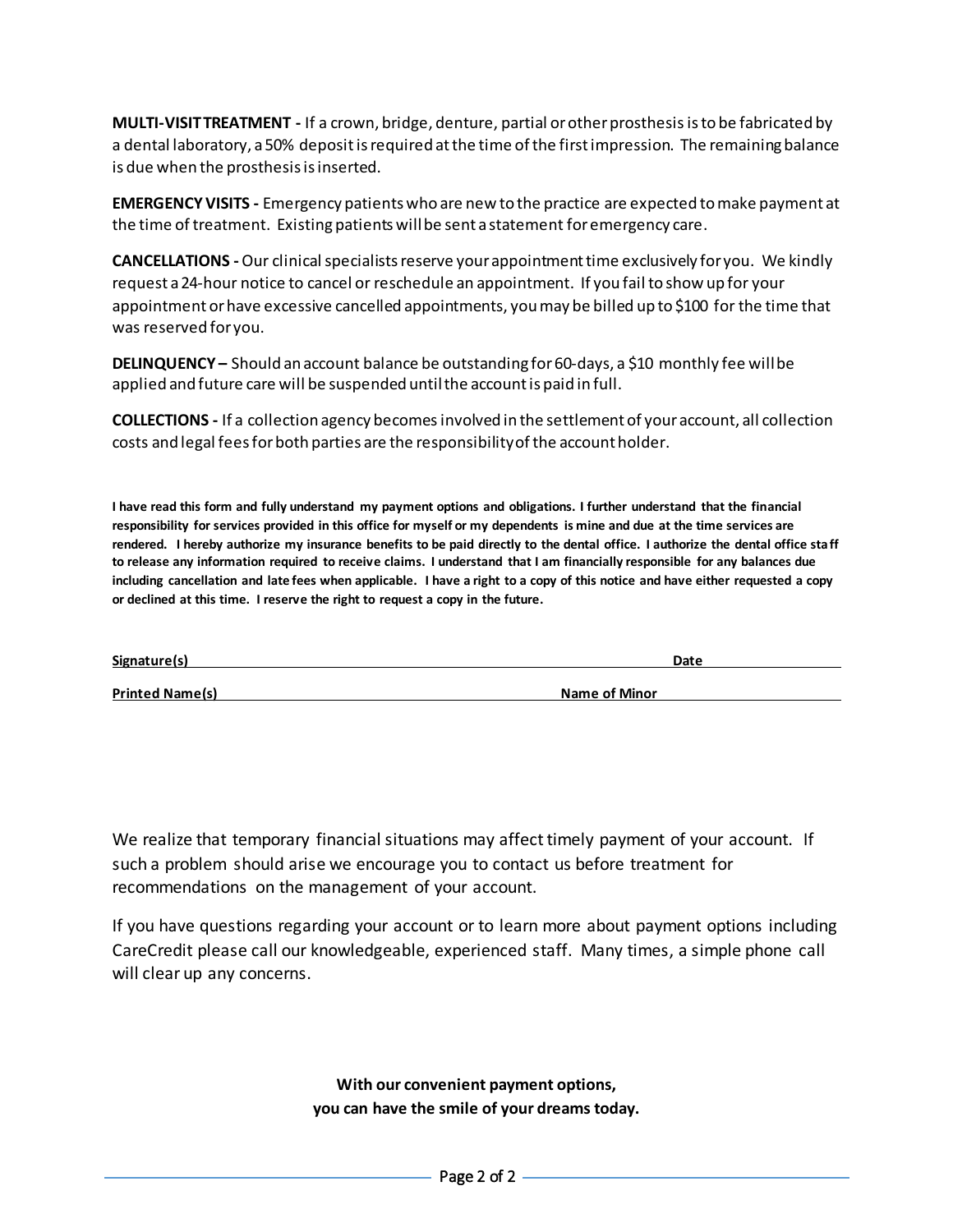**MULTI-VISIT TREATMENT -** If a crown, bridge, denture, partial or other prosthesis is to be fabricated by a dental laboratory, a 50% deposit is required at the time of the first impression. The remaining balance is due when the prosthesis is inserted.

**EMERGENCY VISITS -** Emergency patients who are new to the practice are expected to make payment at the time of treatment. Existing patients will be sent a statement for emergency care.

**CANCELLATIONS -** Our clinical specialists reserve your appointment time exclusively for you. We kindly request a 24-hour notice to cancel or reschedule an appointment. If you fail to show up for your appointment or have excessive cancelled appointments, you may be billed up to $100 for the time that was reserved for you.

**DELINQUENCY –** Should an account balance be outstanding for 60-days, a $10 monthly fee will be applied and future care will be suspended until the account is paid in full.

**COLLECTIONS -** If a collection agency becomes involved in the settlement of your account, all collection costs and legal fees for both parties are the responsibility of the account holder.

**I have read this form and fully understand my payment options and obligations. I further understand that the financial responsibility for services provided in this office for myself or my dependents is mine and due at the time services are rendered. I hereby authorize my insurance benefits to be paid directly to the dental office. I authorize the dental office staff to release any information required to receive claims. I understand that I am financially responsible for any balances due including cancellation and late fees when applicable. I have a right to a copy of this notice and have either requested a copy or declined at this time. I reserve the right to request a copy in the future.**

**Signature(s)** ______________________________ **Date** ______________

**Printed Name(s)** ______________________________ **Name of Minor** ______________

We realize that temporary financial situations may affect timely payment of your account. If such a problem should arise we encourage you to contact us before treatment for recommendations on the management of your account.

If you have questions regarding your account or to learn more about payment options including CareCredit please call our knowledgeable, experienced staff. Many times, a simple phone call will clear up any concerns.

**With our convenient payment options,**
**you can have the smile of your dreams today.**